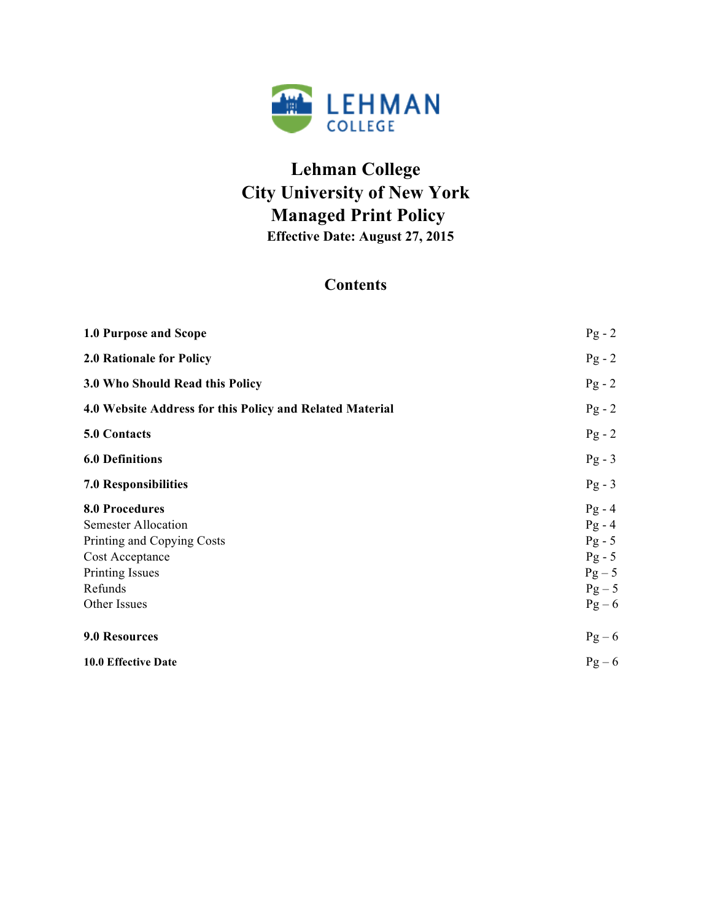LEHMAN COLLEGE

# Lehman College
# City University of New York
# Managed Print Policy

**Effective Date: August 27, 2015**

## Contents

| | |
|---|---|
| **1.0 Purpose and Scope** | Pg - 2 |
| **2.0 Rationale for Policy** | Pg - 2 |
| **3.0 Who Should Read this Policy** | Pg - 2 |
| **4.0 Website Address for this Policy and Related Material** | Pg - 2 |
| **5.0 Contacts** | Pg - 2 |
| **6.0 Definitions** | Pg - 3 |
| **7.0 Responsibilities** | Pg - 3 |
| **8.0 Procedures** | Pg - 4 |
| Semester Allocation | Pg - 4 |
| Printing and Copying Costs | Pg - 5 |
| Cost Acceptance | Pg - 5 |
| Printing Issues | Pg – 5 |
| Refunds | Pg – 5 |
| Other Issues | Pg – 6 |
| **9.0 Resources** | Pg – 6 |
| **10.0 Effective Date** | Pg – 6 |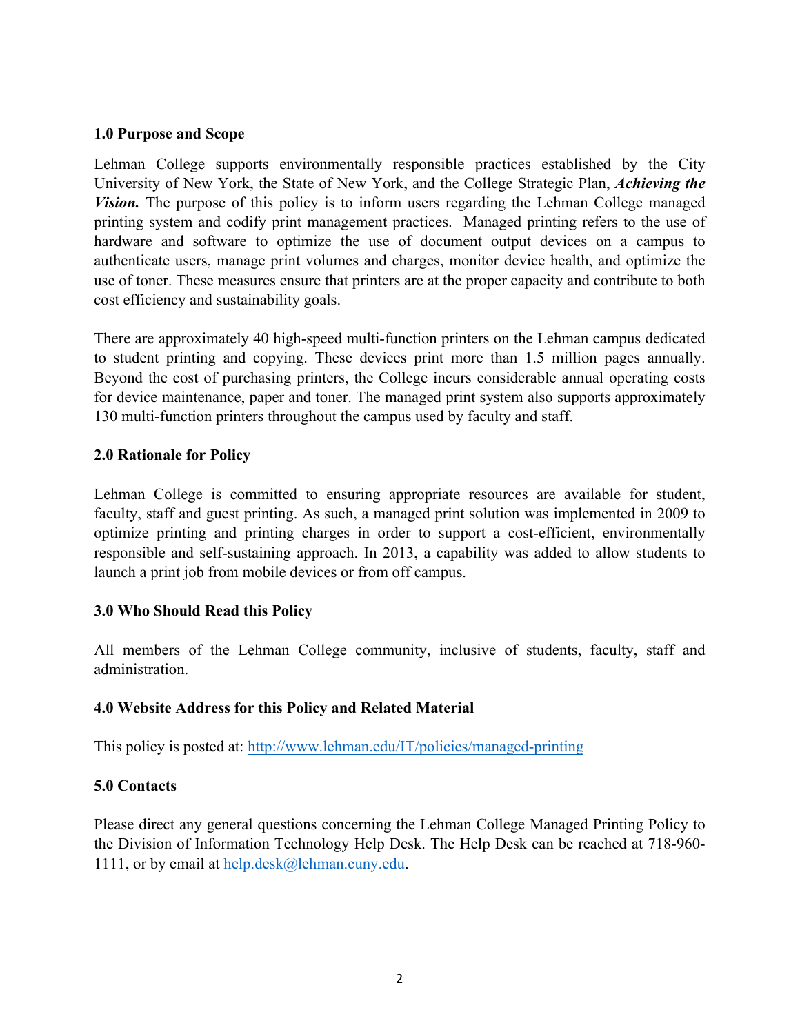## 1.0 Purpose and Scope

Lehman College supports environmentally responsible practices established by the City University of New York, the State of New York, and the College Strategic Plan, ***Achieving the Vision.*** The purpose of this policy is to inform users regarding the Lehman College managed printing system and codify print management practices. Managed printing refers to the use of hardware and software to optimize the use of document output devices on a campus to authenticate users, manage print volumes and charges, monitor device health, and optimize the use of toner. These measures ensure that printers are at the proper capacity and contribute to both cost efficiency and sustainability goals.

There are approximately 40 high-speed multi-function printers on the Lehman campus dedicated to student printing and copying. These devices print more than 1.5 million pages annually. Beyond the cost of purchasing printers, the College incurs considerable annual operating costs for device maintenance, paper and toner. The managed print system also supports approximately 130 multi-function printers throughout the campus used by faculty and staff.

## 2.0 Rationale for Policy

Lehman College is committed to ensuring appropriate resources are available for student, faculty, staff and guest printing. As such, a managed print solution was implemented in 2009 to optimize printing and printing charges in order to support a cost-efficient, environmentally responsible and self-sustaining approach. In 2013, a capability was added to allow students to launch a print job from mobile devices or from off campus.

## 3.0 Who Should Read this Policy

All members of the Lehman College community, inclusive of students, faculty, staff and administration.

## 4.0 Website Address for this Policy and Related Material

This policy is posted at: [http://www.lehman.edu/IT/policies/managed-printing](http://www.lehman.edu/IT/policies/managed-printing)

## 5.0 Contacts

Please direct any general questions concerning the Lehman College Managed Printing Policy to the Division of Information Technology Help Desk. The Help Desk can be reached at 718-960-1111, or by email at [help.desk@lehman.cuny.edu](mailto:help.desk@lehman.cuny.edu).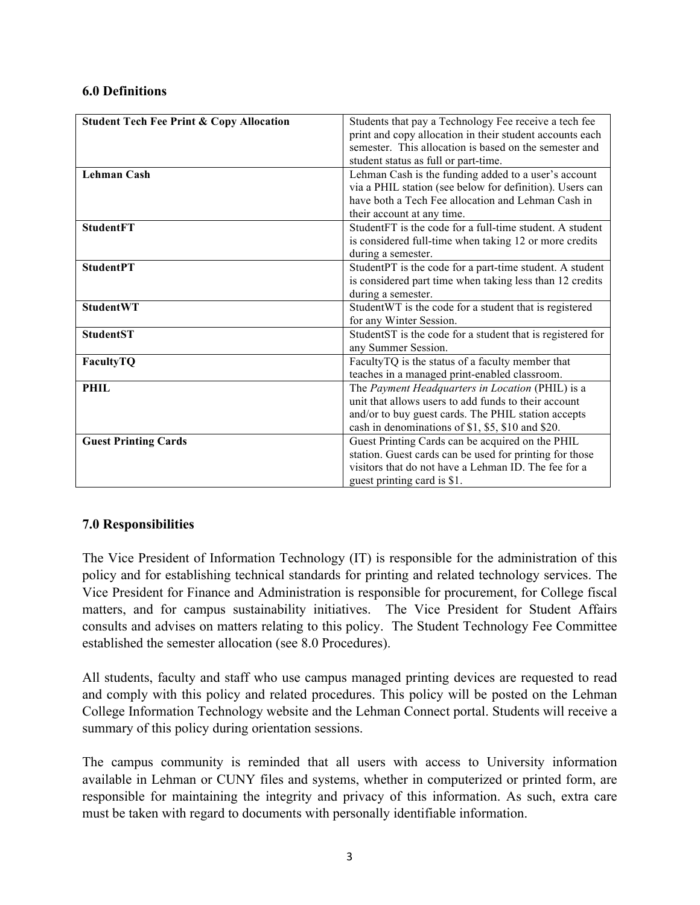## 6.0 Definitions

| | |
|---|---|
| **Student Tech Fee Print & Copy Allocation** | Students that pay a Technology Fee receive a tech fee print and copy allocation in their student accounts each semester. This allocation is based on the semester and student status as full or part-time. |
| **Lehman Cash** | Lehman Cash is the funding added to a user's account via a PHIL station (see below for definition). Users can have both a Tech Fee allocation and Lehman Cash in their account at any time. |
| **StudentFT** | StudentFT is the code for a full-time student. A student is considered full-time when taking 12 or more credits during a semester. |
| **StudentPT** | StudentPT is the code for a part-time student. A student is considered part time when taking less than 12 credits during a semester. |
| **StudentWT** | StudentWT is the code for a student that is registered for any Winter Session. |
| **StudentST** | StudentST is the code for a student that is registered for any Summer Session. |
| **FacultyTQ** | FacultyTQ is the status of a faculty member that teaches in a managed print-enabled classroom. |
| **PHIL** | The *Payment Headquarters in Location* (PHIL) is a unit that allows users to add funds to their account and/or to buy guest cards. The PHIL station accepts cash in denominations of $1, $5, $10 and $20. |
| **Guest Printing Cards** | Guest Printing Cards can be acquired on the PHIL station. Guest cards can be used for printing for those visitors that do not have a Lehman ID. The fee for a guest printing card is $1. |

## 7.0 Responsibilities

The Vice President of Information Technology (IT) is responsible for the administration of this policy and for establishing technical standards for printing and related technology services. The Vice President for Finance and Administration is responsible for procurement, for College fiscal matters, and for campus sustainability initiatives. The Vice President for Student Affairs consults and advises on matters relating to this policy. The Student Technology Fee Committee established the semester allocation (see 8.0 Procedures).

All students, faculty and staff who use campus managed printing devices are requested to read and comply with this policy and related procedures. This policy will be posted on the Lehman College Information Technology website and the Lehman Connect portal. Students will receive a summary of this policy during orientation sessions.

The campus community is reminded that all users with access to University information available in Lehman or CUNY files and systems, whether in computerized or printed form, are responsible for maintaining the integrity and privacy of this information. As such, extra care must be taken with regard to documents with personally identifiable information.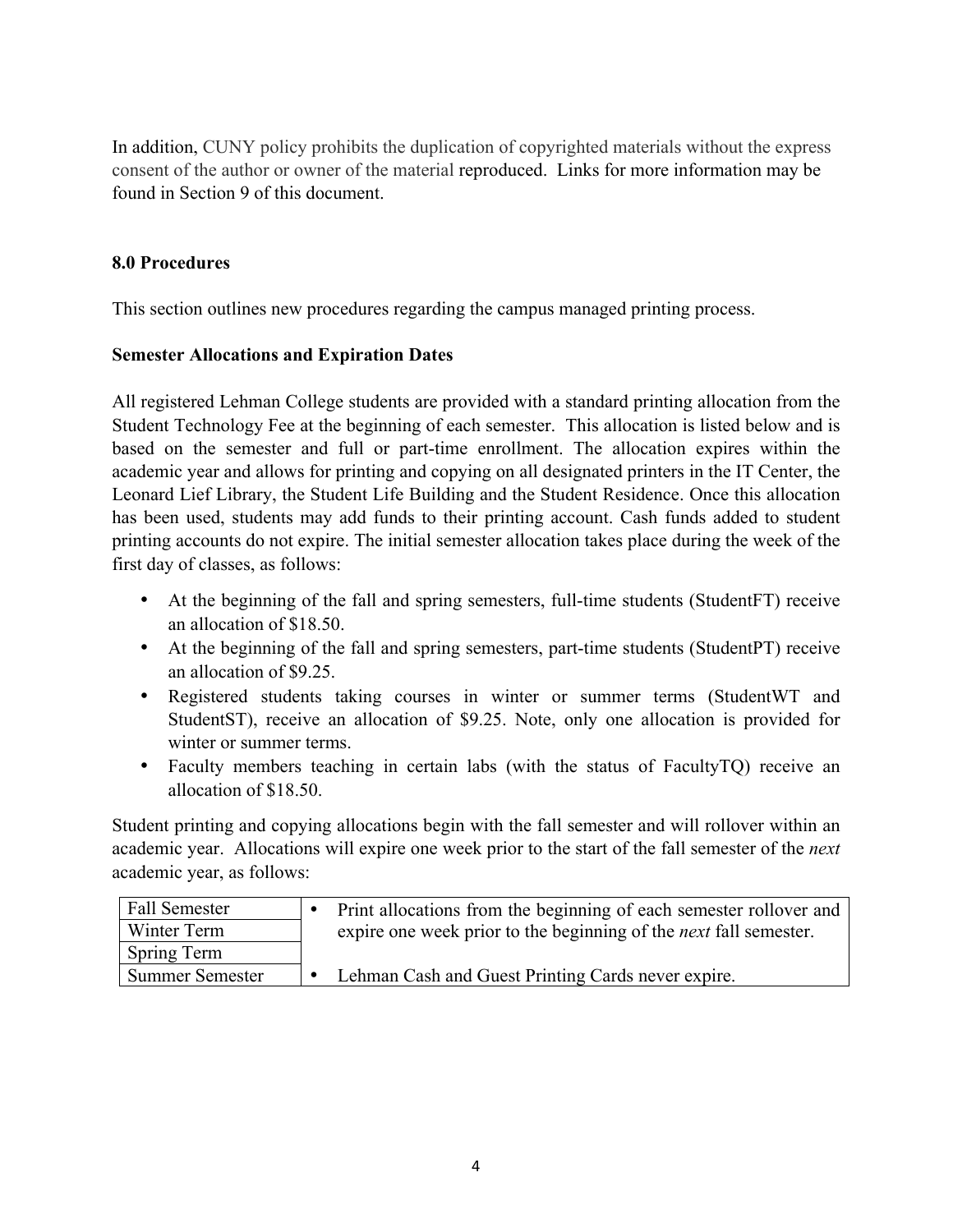In addition, CUNY policy prohibits the duplication of copyrighted materials without the express consent of the author or owner of the material reproduced. Links for more information may be found in Section 9 of this document.

## 8.0 Procedures

This section outlines new procedures regarding the campus managed printing process.

### Semester Allocations and Expiration Dates

All registered Lehman College students are provided with a standard printing allocation from the Student Technology Fee at the beginning of each semester. This allocation is listed below and is based on the semester and full or part-time enrollment. The allocation expires within the academic year and allows for printing and copying on all designated printers in the IT Center, the Leonard Lief Library, the Student Life Building and the Student Residence. Once this allocation has been used, students may add funds to their printing account. Cash funds added to student printing accounts do not expire. The initial semester allocation takes place during the week of the first day of classes, as follows:

- At the beginning of the fall and spring semesters, full-time students (StudentFT) receive an allocation of $18.50.
- At the beginning of the fall and spring semesters, part-time students (StudentPT) receive an allocation of $9.25.
- Registered students taking courses in winter or summer terms (StudentWT and StudentST), receive an allocation of $9.25. Note, only one allocation is provided for winter or summer terms.
- Faculty members teaching in certain labs (with the status of FacultyTQ) receive an allocation of $18.50.

Student printing and copying allocations begin with the fall semester and will rollover within an academic year. Allocations will expire one week prior to the start of the fall semester of the *next* academic year, as follows:

| Term | Policy |
|---|---|
| Fall Semester | • Print allocations from the beginning of each semester rollover and expire one week prior to the beginning of the *next* fall semester. |
| Winter Term | |
| Spring Term | |
| Summer Semester | • Lehman Cash and Guest Printing Cards never expire. |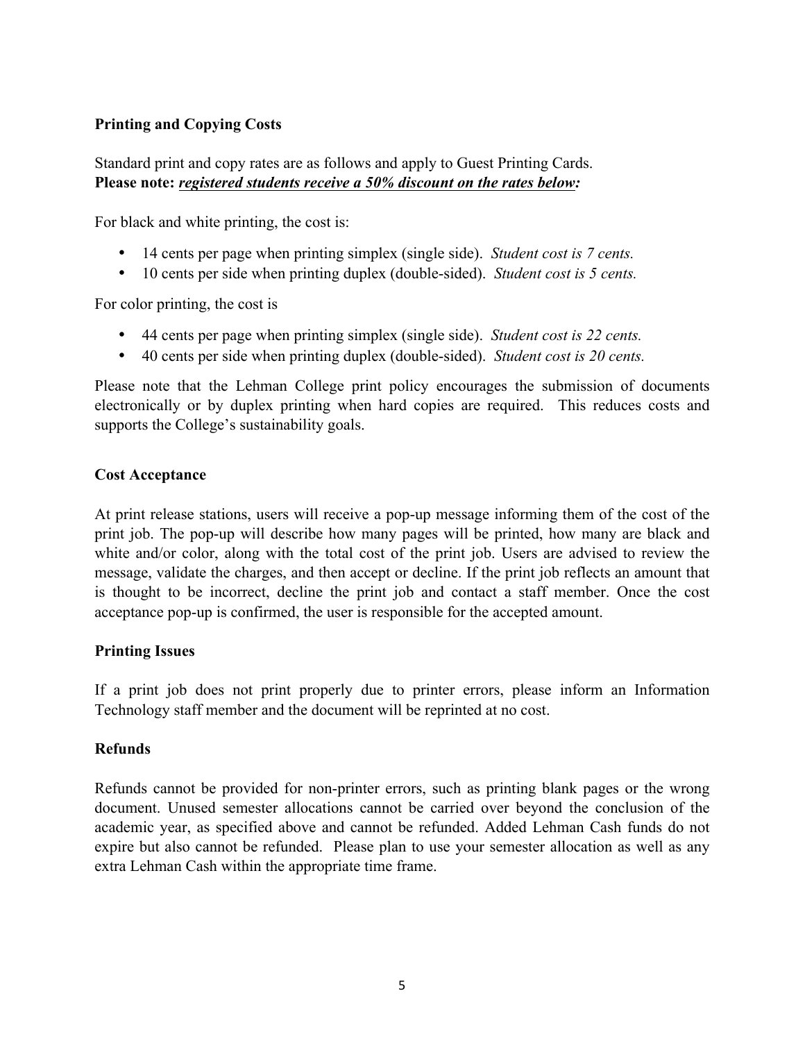**Printing and Copying Costs**

Standard print and copy rates are as follows and apply to Guest Printing Cards.
**Please note:** ***<u>registered students receive a 50% discount on the rates below</u>:***

For black and white printing, the cost is:

- 14 cents per page when printing simplex (single side). *Student cost is 7 cents.*
- 10 cents per side when printing duplex (double-sided). *Student cost is 5 cents.*

For color printing, the cost is

- 44 cents per page when printing simplex (single side). *Student cost is 22 cents.*
- 40 cents per side when printing duplex (double-sided). *Student cost is 20 cents.*

Please note that the Lehman College print policy encourages the submission of documents electronically or by duplex printing when hard copies are required. This reduces costs and supports the College's sustainability goals.

**Cost Acceptance**

At print release stations, users will receive a pop-up message informing them of the cost of the print job. The pop-up will describe how many pages will be printed, how many are black and white and/or color, along with the total cost of the print job. Users are advised to review the message, validate the charges, and then accept or decline. If the print job reflects an amount that is thought to be incorrect, decline the print job and contact a staff member. Once the cost acceptance pop-up is confirmed, the user is responsible for the accepted amount.

**Printing Issues**

If a print job does not print properly due to printer errors, please inform an Information Technology staff member and the document will be reprinted at no cost.

**Refunds**

Refunds cannot be provided for non-printer errors, such as printing blank pages or the wrong document. Unused semester allocations cannot be carried over beyond the conclusion of the academic year, as specified above and cannot be refunded. Added Lehman Cash funds do not expire but also cannot be refunded. Please plan to use your semester allocation as well as any extra Lehman Cash within the appropriate time frame.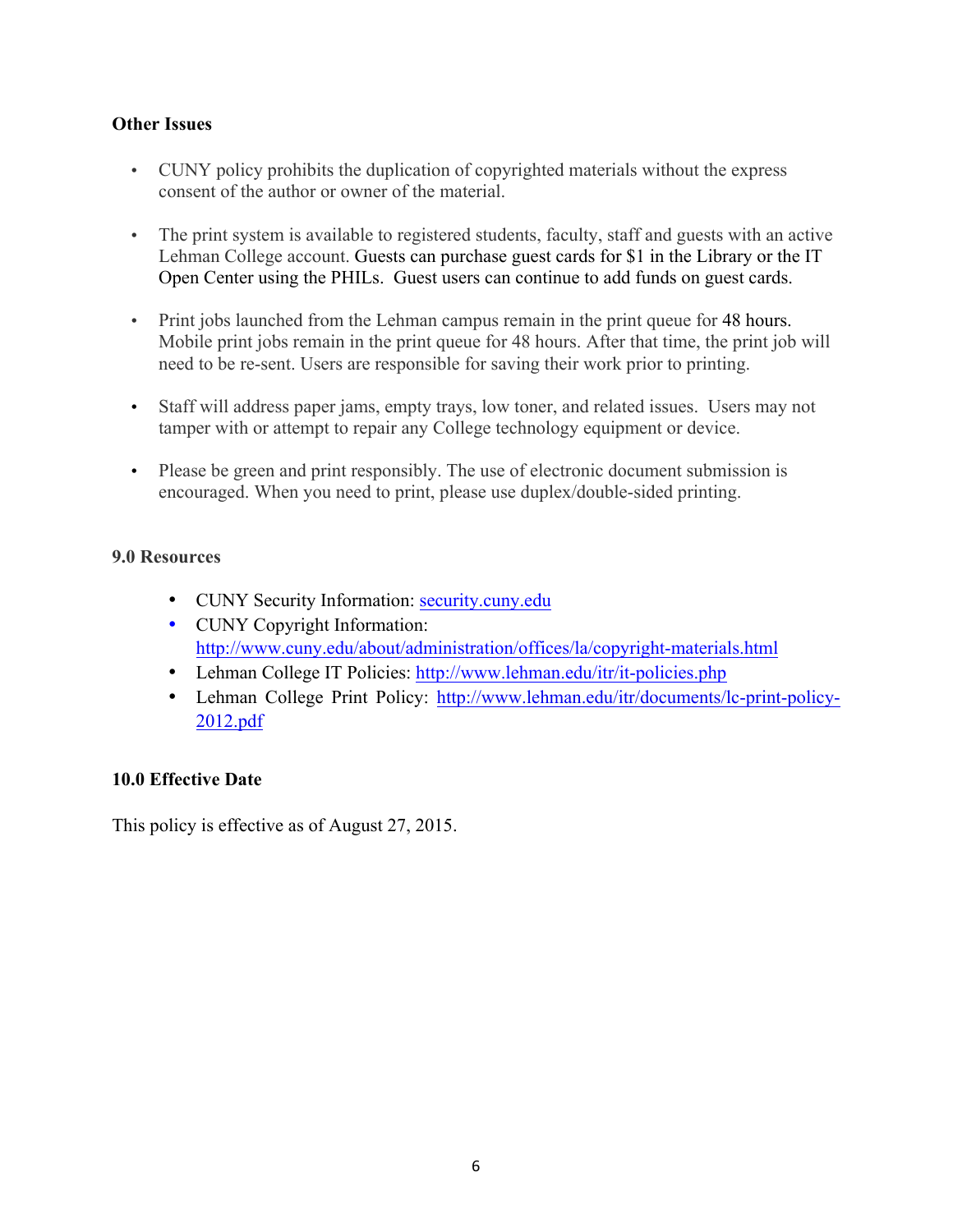**Other Issues**

- CUNY policy prohibits the duplication of copyrighted materials without the express consent of the author or owner of the material.
- The print system is available to registered students, faculty, staff and guests with an active Lehman College account. Guests can purchase guest cards for $1 in the Library or the IT Open Center using the PHILs. Guest users can continue to add funds on guest cards.
- Print jobs launched from the Lehman campus remain in the print queue for 48 hours. Mobile print jobs remain in the print queue for 48 hours. After that time, the print job will need to be re-sent. Users are responsible for saving their work prior to printing.
- Staff will address paper jams, empty trays, low toner, and related issues. Users may not tamper with or attempt to repair any College technology equipment or device.
- Please be green and print responsibly. The use of electronic document submission is encouraged. When you need to print, please use duplex/double-sided printing.

**9.0 Resources**

- CUNY Security Information: [security.cuny.edu](security.cuny.edu)
- CUNY Copyright Information: [http://www.cuny.edu/about/administration/offices/la/copyright-materials.html](http://www.cuny.edu/about/administration/offices/la/copyright-materials.html)
- Lehman College IT Policies: [http://www.lehman.edu/itr/it-policies.php](http://www.lehman.edu/itr/it-policies.php)
- Lehman College Print Policy: [http://www.lehman.edu/itr/documents/lc-print-policy-2012.pdf](http://www.lehman.edu/itr/documents/lc-print-policy-2012.pdf)

**10.0 Effective Date**

This policy is effective as of August 27, 2015.